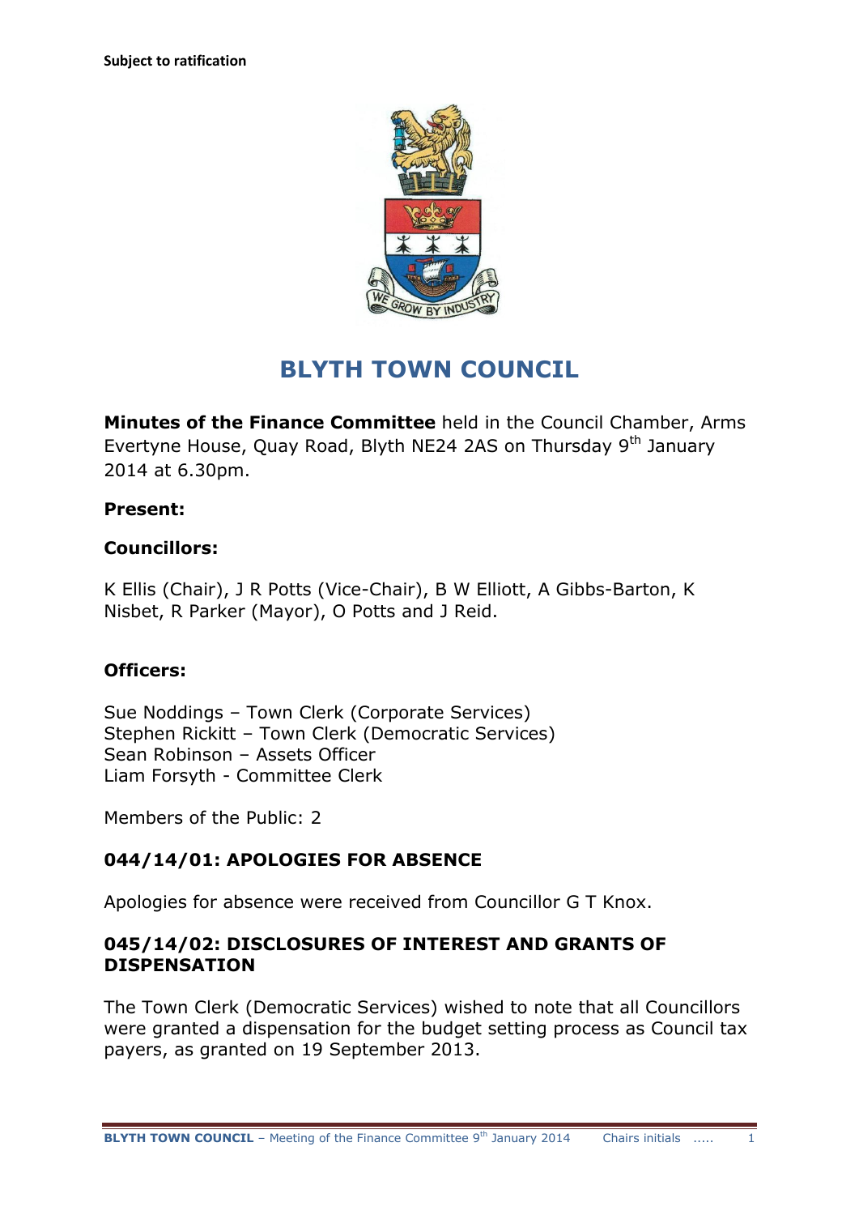**Subject to ratification**

# BLYTH TOWN COUNCIL

**Minutes of the Finance Committee** held in the Council Chamber, Arms Evertyne House, Quay Road, Blyth NE24 2AS on Thursday 9th January 2014 at 6.30pm.

**Present:**

**Councillors:**

K Ellis (Chair), J R Potts (Vice-Chair), B W Elliott, A Gibbs-Barton, K Nisbet, R Parker (Mayor), O Potts and J Reid.

**Officers:**

Sue Noddings – Town Clerk (Corporate Services)
Stephen Rickitt – Town Clerk (Democratic Services)
Sean Robinson – Assets Officer
Liam Forsyth - Committee Clerk

Members of the Public: 2

### 044/14/01: APOLOGIES FOR ABSENCE

Apologies for absence were received from Councillor G T Knox.

### 045/14/02: DISCLOSURES OF INTEREST AND GRANTS OF DISPENSATION

The Town Clerk (Democratic Services) wished to note that all Councillors were granted a dispensation for the budget setting process as Council tax payers, as granted on 19 September 2013.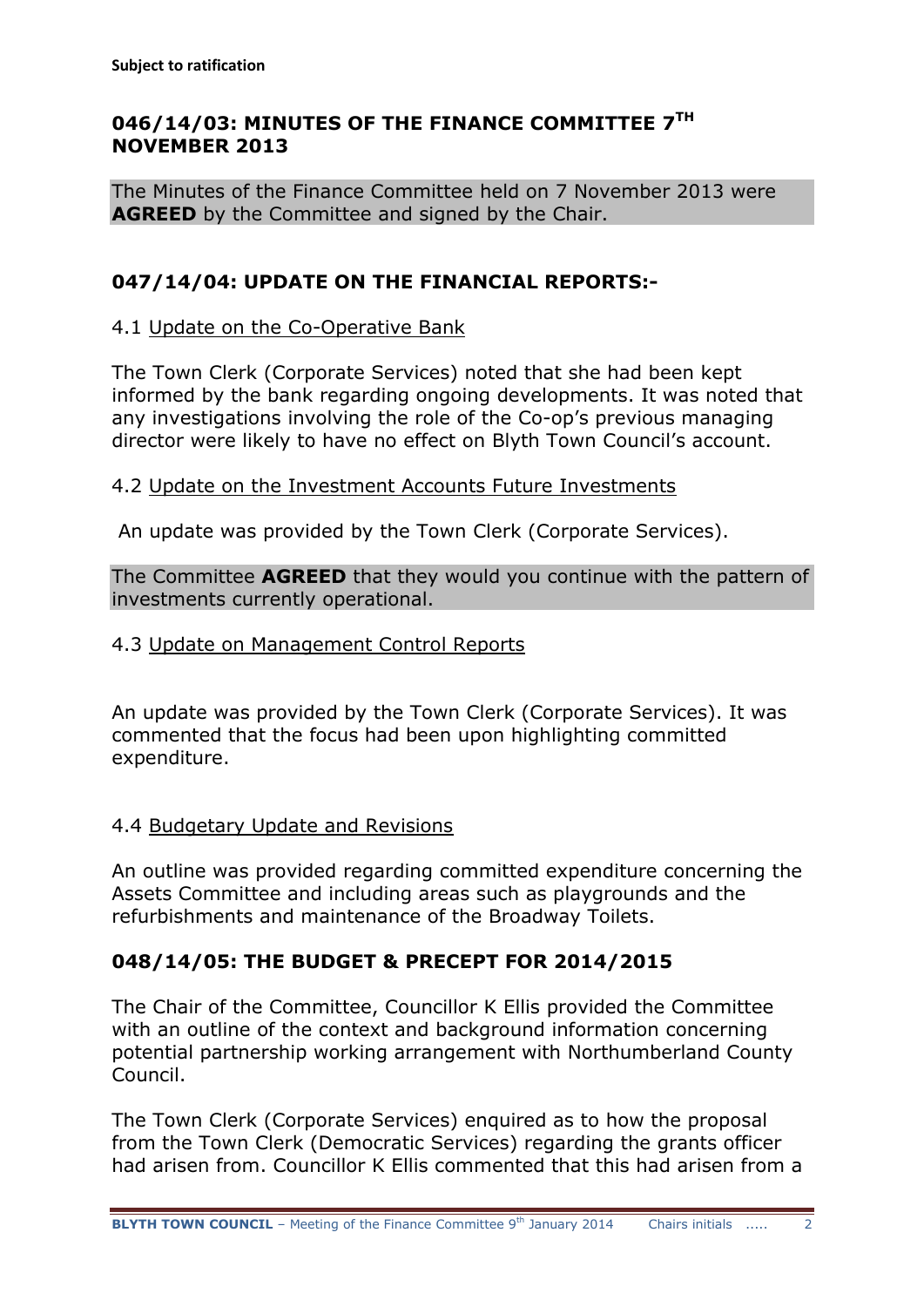**Subject to ratification**

## 046/14/03: MINUTES OF THE FINANCE COMMITTEE 7TH NOVEMBER 2013

The Minutes of the Finance Committee held on 7 November 2013 were **AGREED** by the Committee and signed by the Chair.

## 047/14/04: UPDATE ON THE FINANCIAL REPORTS:-

4.1 Update on the Co-Operative Bank

The Town Clerk (Corporate Services) noted that she had been kept informed by the bank regarding ongoing developments. It was noted that any investigations involving the role of the Co-op's previous managing director were likely to have no effect on Blyth Town Council's account.

4.2 Update on the Investment Accounts Future Investments

An update was provided by the Town Clerk (Corporate Services).

The Committee **AGREED** that they would you continue with the pattern of investments currently operational.

4.3 Update on Management Control Reports

An update was provided by the Town Clerk (Corporate Services). It was commented that the focus had been upon highlighting committed expenditure.

4.4 Budgetary Update and Revisions

An outline was provided regarding committed expenditure concerning the Assets Committee and including areas such as playgrounds and the refurbishments and maintenance of the Broadway Toilets.

## 048/14/05: THE BUDGET & PRECEPT FOR 2014/2015

The Chair of the Committee, Councillor K Ellis provided the Committee with an outline of the context and background information concerning potential partnership working arrangement with Northumberland County Council.

The Town Clerk (Corporate Services) enquired as to how the proposal from the Town Clerk (Democratic Services) regarding the grants officer had arisen from. Councillor K Ellis commented that this had arisen from a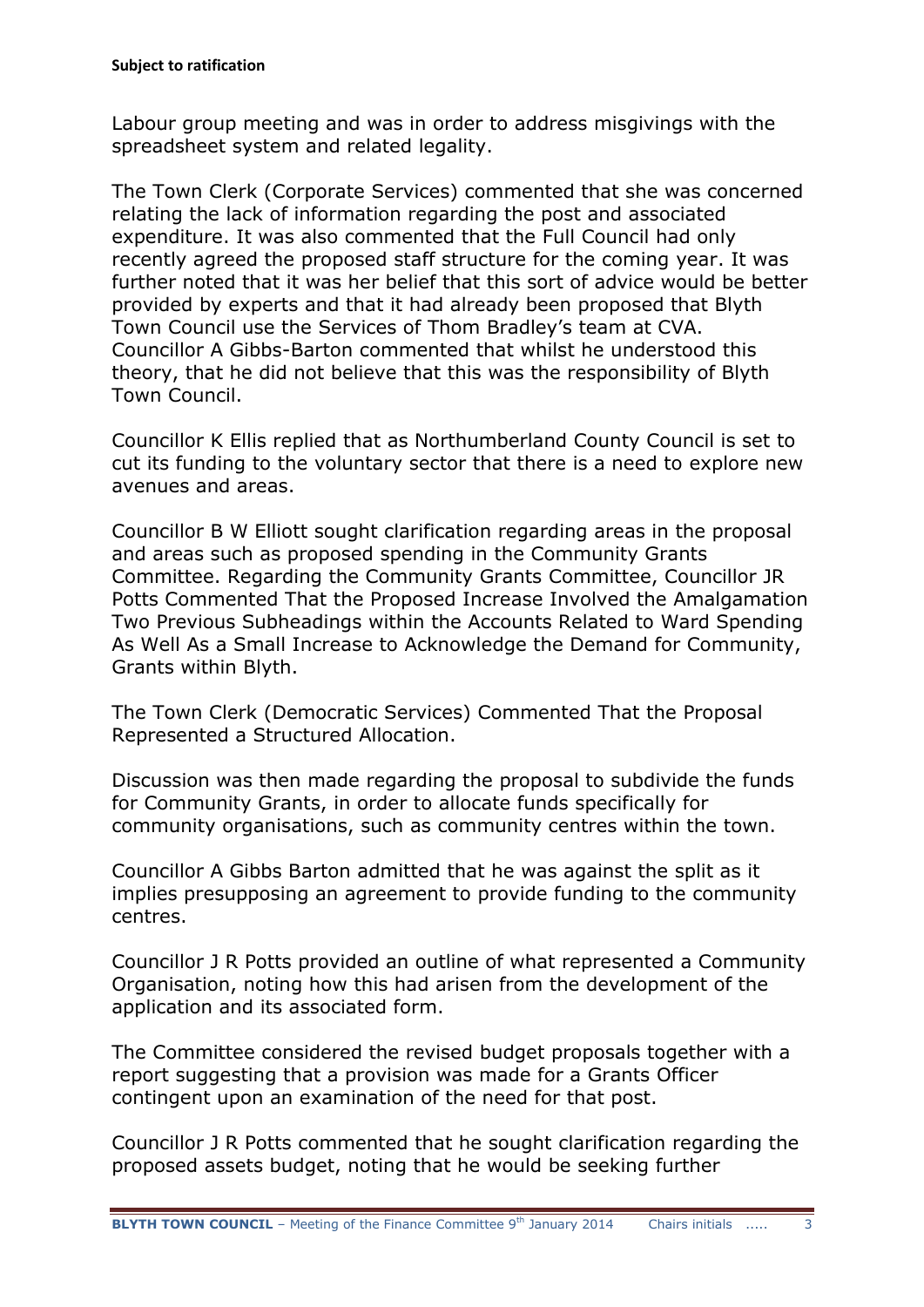**Subject to ratification**

Labour group meeting and was in order to address misgivings with the spreadsheet system and related legality.

The Town Clerk (Corporate Services) commented that she was concerned relating the lack of information regarding the post and associated expenditure. It was also commented that the Full Council had only recently agreed the proposed staff structure for the coming year. It was further noted that it was her belief that this sort of advice would be better provided by experts and that it had already been proposed that Blyth Town Council use the Services of Thom Bradley's team at CVA. Councillor A Gibbs-Barton commented that whilst he understood this theory, that he did not believe that this was the responsibility of Blyth Town Council.

Councillor K Ellis replied that as Northumberland County Council is set to cut its funding to the voluntary sector that there is a need to explore new avenues and areas.

Councillor B W Elliott sought clarification regarding areas in the proposal and areas such as proposed spending in the Community Grants Committee. Regarding the Community Grants Committee, Councillor JR Potts Commented That the Proposed Increase Involved the Amalgamation Two Previous Subheadings within the Accounts Related to Ward Spending As Well As a Small Increase to Acknowledge the Demand for Community, Grants within Blyth.

The Town Clerk (Democratic Services) Commented That the Proposal Represented a Structured Allocation.

Discussion was then made regarding the proposal to subdivide the funds for Community Grants, in order to allocate funds specifically for community organisations, such as community centres within the town.

Councillor A Gibbs Barton admitted that he was against the split as it implies presupposing an agreement to provide funding to the community centres.

Councillor J R Potts provided an outline of what represented a Community Organisation, noting how this had arisen from the development of the application and its associated form.

The Committee considered the revised budget proposals together with a report suggesting that a provision was made for a Grants Officer contingent upon an examination of the need for that post.

Councillor J R Potts commented that he sought clarification regarding the proposed assets budget, noting that he would be seeking further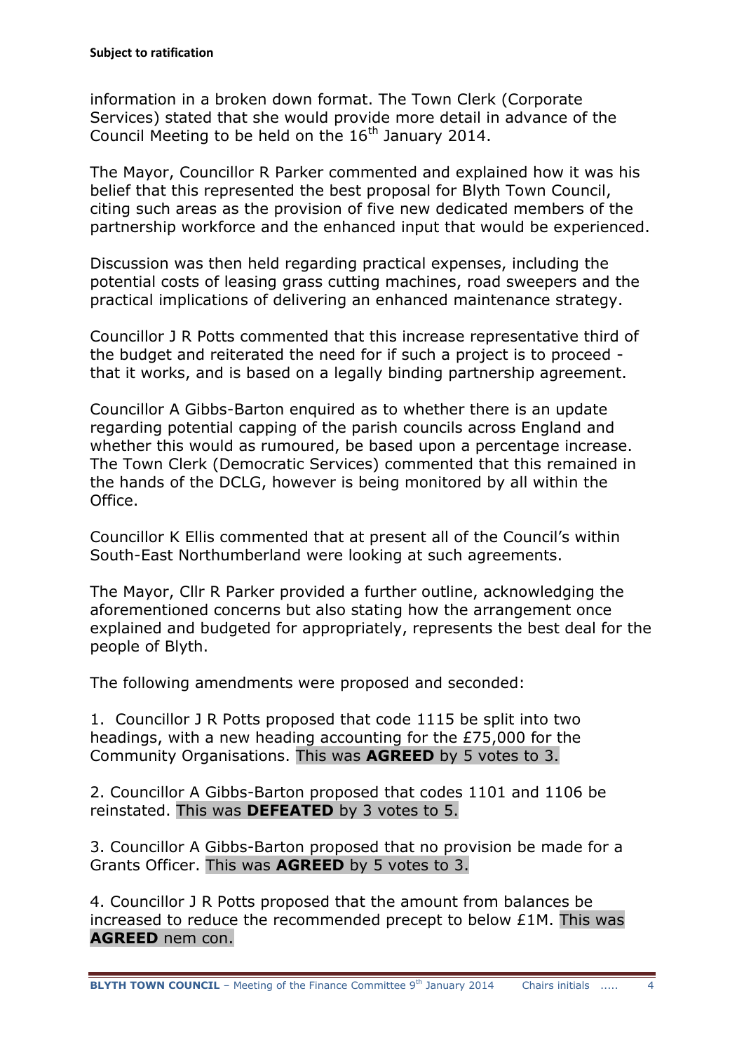information in a broken down format. The Town Clerk (Corporate Services) stated that she would provide more detail in advance of the Council Meeting to be held on the 16th January 2014.

The Mayor, Councillor R Parker commented and explained how it was his belief that this represented the best proposal for Blyth Town Council, citing such areas as the provision of five new dedicated members of the partnership workforce and the enhanced input that would be experienced.

Discussion was then held regarding practical expenses, including the potential costs of leasing grass cutting machines, road sweepers and the practical implications of delivering an enhanced maintenance strategy.

Councillor J R Potts commented that this increase representative third of the budget and reiterated the need for if such a project is to proceed - that it works, and is based on a legally binding partnership agreement.

Councillor A Gibbs-Barton enquired as to whether there is an update regarding potential capping of the parish councils across England and whether this would as rumoured, be based upon a percentage increase. The Town Clerk (Democratic Services) commented that this remained in the hands of the DCLG, however is being monitored by all within the Office.

Councillor K Ellis commented that at present all of the Council's within South-East Northumberland were looking at such agreements.

The Mayor, Cllr R Parker provided a further outline, acknowledging the aforementioned concerns but also stating how the arrangement once explained and budgeted for appropriately, represents the best deal for the people of Blyth.

The following amendments were proposed and seconded:

1. Councillor J R Potts proposed that code 1115 be split into two headings, with a new heading accounting for the £75,000 for the Community Organisations. This was **AGREED** by 5 votes to 3.

2. Councillor A Gibbs-Barton proposed that codes 1101 and 1106 be reinstated. This was **DEFEATED** by 3 votes to 5.

3. Councillor A Gibbs-Barton proposed that no provision be made for a Grants Officer. This was **AGREED** by 5 votes to 3.

4. Councillor J R Potts proposed that the amount from balances be increased to reduce the recommended precept to below £1M. This was **AGREED** nem con.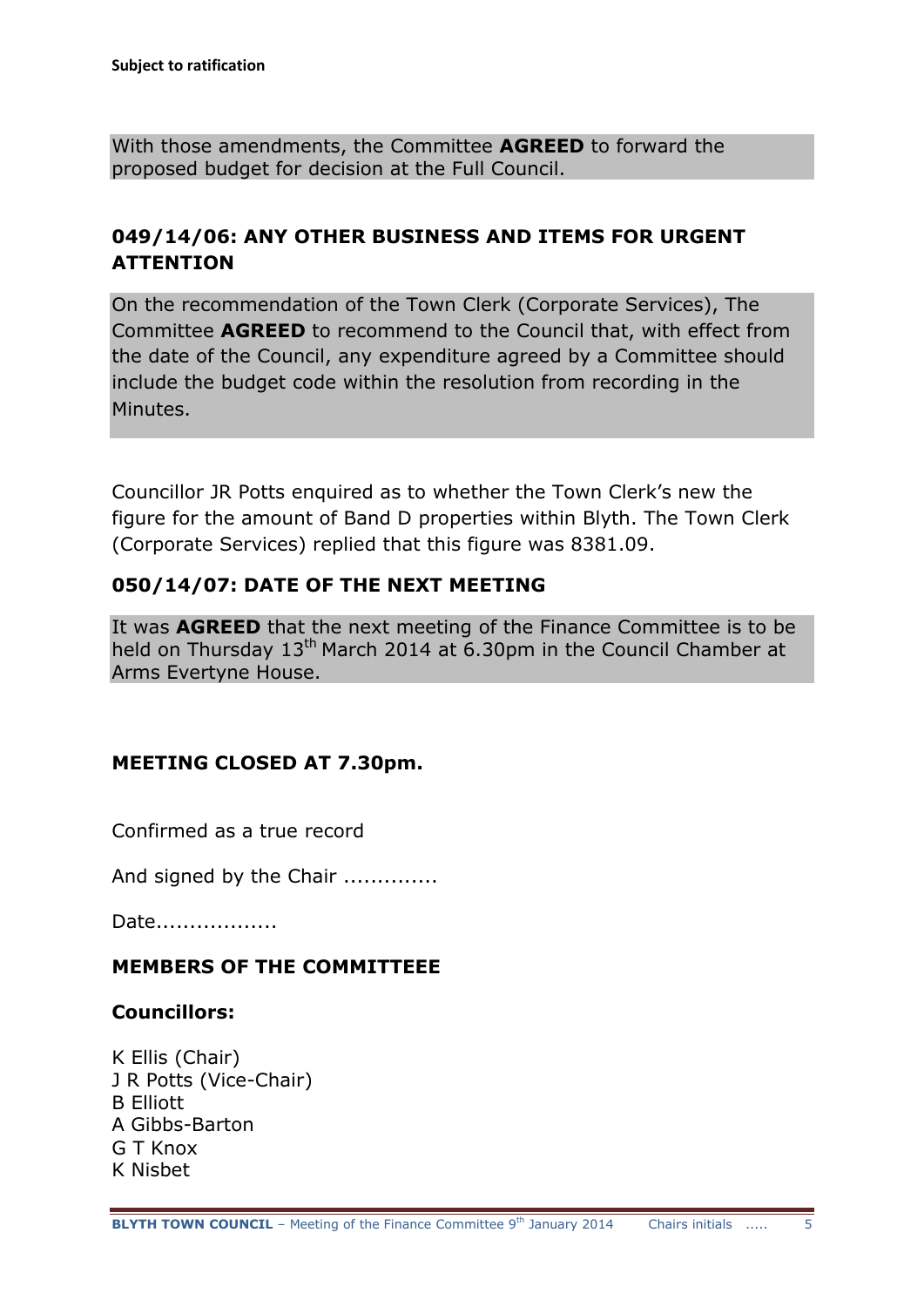**Subject to ratification**

With those amendments, the Committee **AGREED** to forward the proposed budget for decision at the Full Council.

## 049/14/06: ANY OTHER BUSINESS AND ITEMS FOR URGENT ATTENTION

On the recommendation of the Town Clerk (Corporate Services), The Committee **AGREED** to recommend to the Council that, with effect from the date of the Council, any expenditure agreed by a Committee should include the budget code within the resolution from recording in the Minutes.

Councillor JR Potts enquired as to whether the Town Clerk's new the figure for the amount of Band D properties within Blyth. The Town Clerk (Corporate Services) replied that this figure was 8381.09.

## 050/14/07: DATE OF THE NEXT MEETING

It was **AGREED** that the next meeting of the Finance Committee is to be held on Thursday 13th March 2014 at 6.30pm in the Council Chamber at Arms Evertyne House.

**MEETING CLOSED AT 7.30pm.**

Confirmed as a true record

And signed by the Chair ..............

Date..................

**MEMBERS OF THE COMMITTEEE**

**Councillors:**

K Ellis (Chair)
J R Potts (Vice-Chair)
B Elliott
A Gibbs-Barton
G T Knox
K Nisbet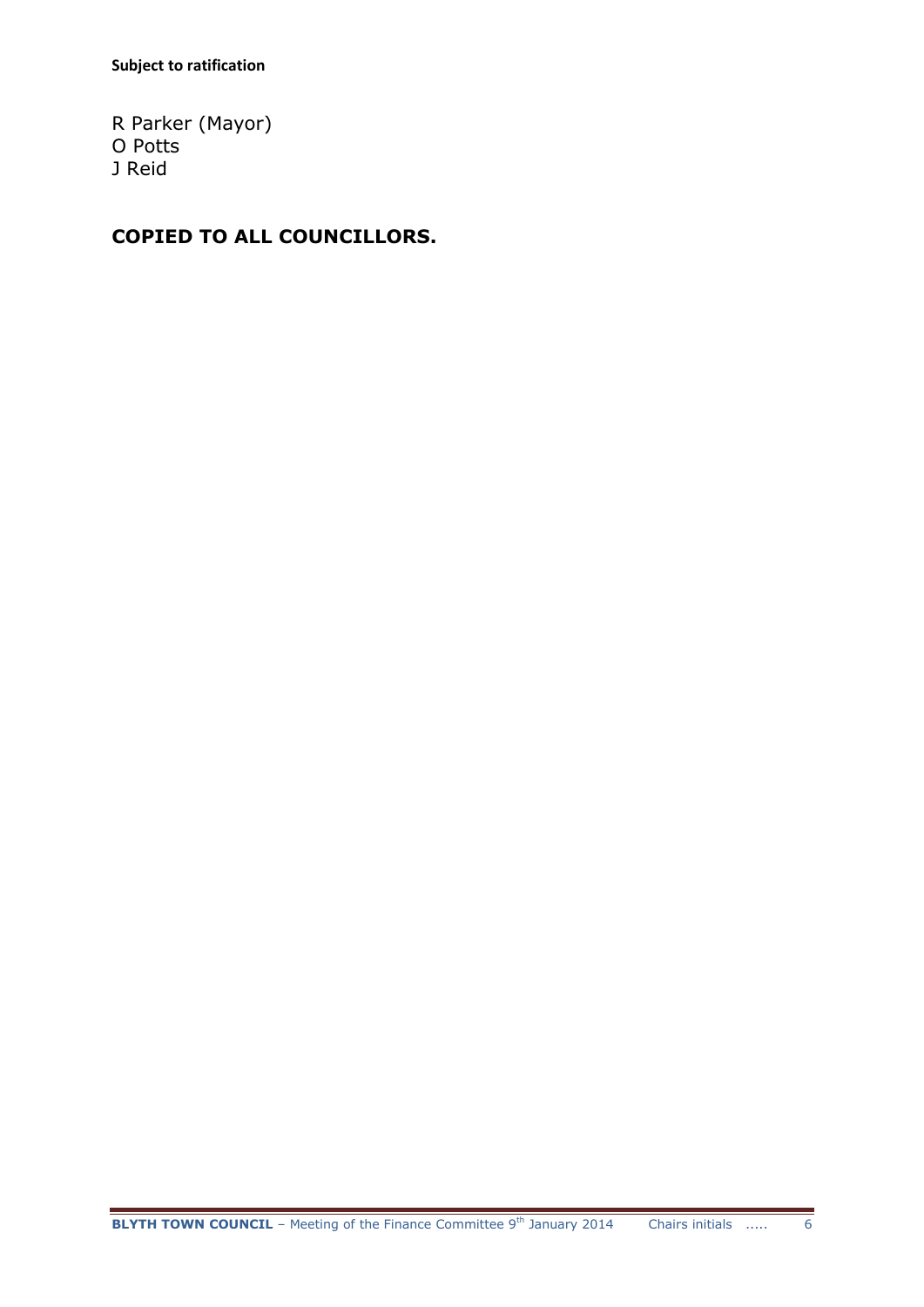**Subject to ratification**

R Parker (Mayor)
O Potts
J Reid

**COPIED TO ALL COUNCILLORS.**